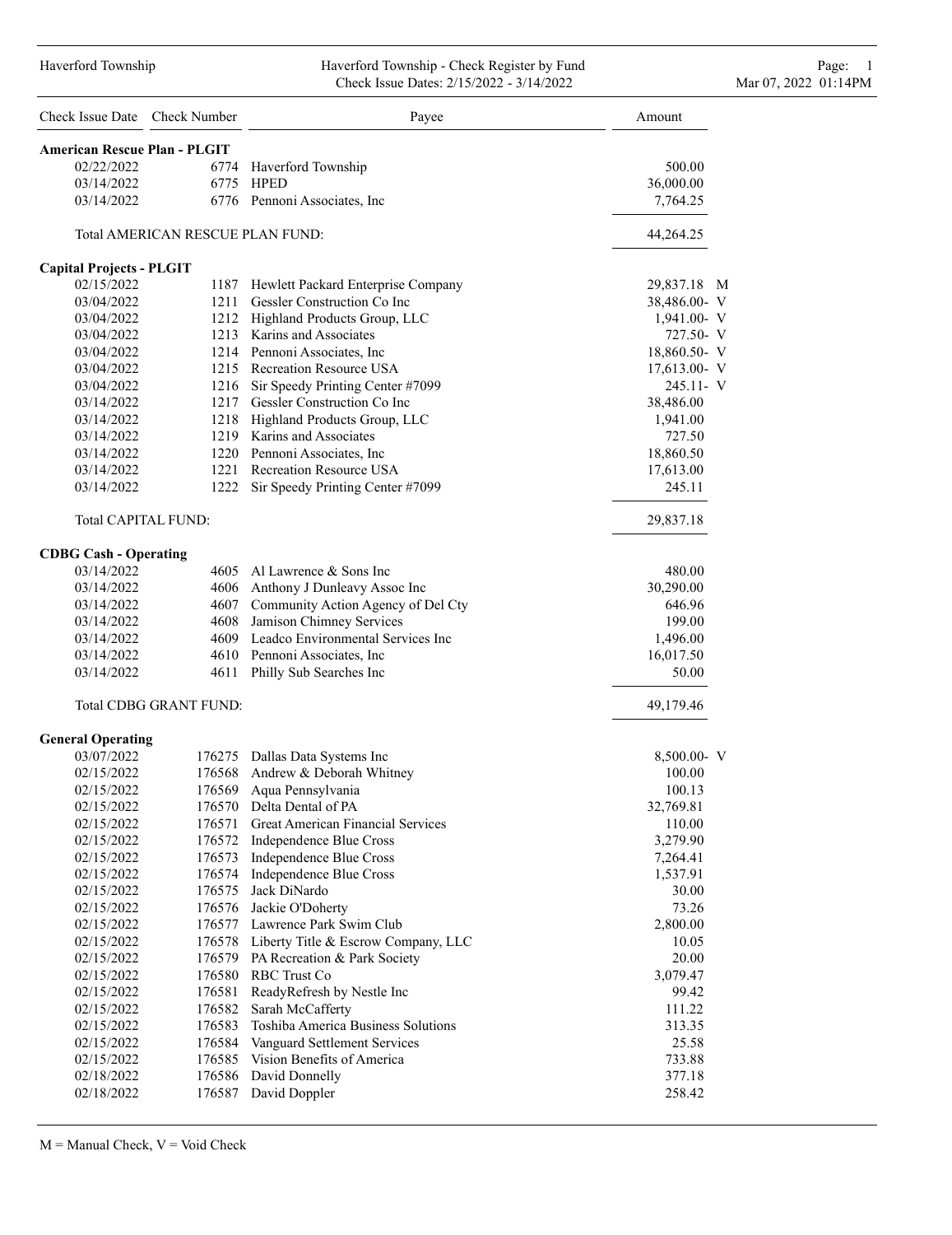Haverford Township

Haverford Township - Check Register by Fund
Check Issue Dates: 2/15/2022 - 3/14/2022

Mar 07, 2022 01:14PM

| Check Issue Date | Check Number | Payee | Amount |
|---|---|---|---|
| **American Rescue Plan - PLGIT** | | | |
| 02/22/2022 | 6774 | Haverford Township | 500.00 |
| 03/14/2022 | 6775 | HPED | 36,000.00 |
| 03/14/2022 | 6776 | Pennoni Associates, Inc | 7,764.25 |
| Total AMERICAN RESCUE PLAN FUND: | | | 44,264.25 |
| **Capital Projects - PLGIT** | | | |
| 02/15/2022 | 1187 | Hewlett Packard Enterprise Company | 29,837.18 M |
| 03/04/2022 | 1211 | Gessler Construction Co Inc | 38,486.00- V |
| 03/04/2022 | 1212 | Highland Products Group, LLC | 1,941.00- V |
| 03/04/2022 | 1213 | Karins and Associates | 727.50- V |
| 03/04/2022 | 1214 | Pennoni Associates, Inc | 18,860.50- V |
| 03/04/2022 | 1215 | Recreation Resource USA | 17,613.00- V |
| 03/04/2022 | 1216 | Sir Speedy Printing Center #7099 | 245.11- V |
| 03/14/2022 | 1217 | Gessler Construction Co Inc | 38,486.00 |
| 03/14/2022 | 1218 | Highland Products Group, LLC | 1,941.00 |
| 03/14/2022 | 1219 | Karins and Associates | 727.50 |
| 03/14/2022 | 1220 | Pennoni Associates, Inc | 18,860.50 |
| 03/14/2022 | 1221 | Recreation Resource USA | 17,613.00 |
| 03/14/2022 | 1222 | Sir Speedy Printing Center #7099 | 245.11 |
| Total CAPITAL FUND: | | | 29,837.18 |
| **CDBG Cash - Operating** | | | |
| 03/14/2022 | 4605 | Al Lawrence & Sons Inc | 480.00 |
| 03/14/2022 | 4606 | Anthony J Dunleavy Assoc Inc | 30,290.00 |
| 03/14/2022 | 4607 | Community Action Agency of Del Cty | 646.96 |
| 03/14/2022 | 4608 | Jamison Chimney Services | 199.00 |
| 03/14/2022 | 4609 | Leadco Environmental Services Inc | 1,496.00 |
| 03/14/2022 | 4610 | Pennoni Associates, Inc | 16,017.50 |
| 03/14/2022 | 4611 | Philly Sub Searches Inc | 50.00 |
| Total CDBG GRANT FUND: | | | 49,179.46 |
| **General Operating** | | | |
| 03/07/2022 | 176275 | Dallas Data Systems Inc | 8,500.00- V |
| 02/15/2022 | 176568 | Andrew & Deborah Whitney | 100.00 |
| 02/15/2022 | 176569 | Aqua Pennsylvania | 100.13 |
| 02/15/2022 | 176570 | Delta Dental of PA | 32,769.81 |
| 02/15/2022 | 176571 | Great American Financial Services | 110.00 |
| 02/15/2022 | 176572 | Independence Blue Cross | 3,279.90 |
| 02/15/2022 | 176573 | Independence Blue Cross | 7,264.41 |
| 02/15/2022 | 176574 | Independence Blue Cross | 1,537.91 |
| 02/15/2022 | 176575 | Jack DiNardo | 30.00 |
| 02/15/2022 | 176576 | Jackie O'Doherty | 73.26 |
| 02/15/2022 | 176577 | Lawrence Park Swim Club | 2,800.00 |
| 02/15/2022 | 176578 | Liberty Title & Escrow Company, LLC | 10.05 |
| 02/15/2022 | 176579 | PA Recreation & Park Society | 20.00 |
| 02/15/2022 | 176580 | RBC Trust Co | 3,079.47 |
| 02/15/2022 | 176581 | ReadyRefresh by Nestle Inc | 99.42 |
| 02/15/2022 | 176582 | Sarah McCafferty | 111.22 |
| 02/15/2022 | 176583 | Toshiba America Business Solutions | 313.35 |
| 02/15/2022 | 176584 | Vanguard Settlement Services | 25.58 |
| 02/15/2022 | 176585 | Vision Benefits of America | 733.88 |
| 02/18/2022 | 176586 | David Donnelly | 377.18 |
| 02/18/2022 | 176587 | David Doppler | 258.42 |

M = Manual Check, V = Void Check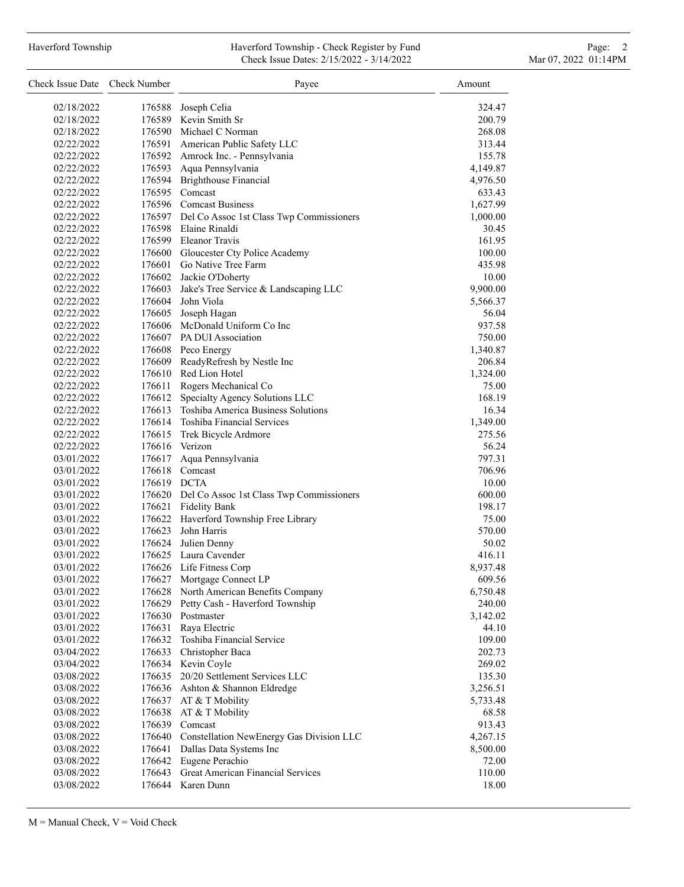| Check Issue Date | Check Number | Payee | Amount |
| --- | --- | --- | --- |
| 02/18/2022 | 176588 | Joseph Celia | 324.47 |
| 02/18/2022 | 176589 | Kevin Smith Sr | 200.79 |
| 02/18/2022 | 176590 | Michael C Norman | 268.08 |
| 02/22/2022 | 176591 | American Public Safety LLC | 313.44 |
| 02/22/2022 | 176592 | Amrock Inc. - Pennsylvania | 155.78 |
| 02/22/2022 | 176593 | Aqua Pennsylvania | 4,149.87 |
| 02/22/2022 | 176594 | Brighthouse Financial | 4,976.50 |
| 02/22/2022 | 176595 | Comcast | 633.43 |
| 02/22/2022 | 176596 | Comcast Business | 1,627.99 |
| 02/22/2022 | 176597 | Del Co Assoc 1st Class Twp Commissioners | 1,000.00 |
| 02/22/2022 | 176598 | Elaine Rinaldi | 30.45 |
| 02/22/2022 | 176599 | Eleanor Travis | 161.95 |
| 02/22/2022 | 176600 | Gloucester Cty Police Academy | 100.00 |
| 02/22/2022 | 176601 | Go Native Tree Farm | 435.98 |
| 02/22/2022 | 176602 | Jackie O'Doherty | 10.00 |
| 02/22/2022 | 176603 | Jake's Tree Service & Landscaping LLC | 9,900.00 |
| 02/22/2022 | 176604 | John Viola | 5,566.37 |
| 02/22/2022 | 176605 | Joseph Hagan | 56.04 |
| 02/22/2022 | 176606 | McDonald Uniform Co Inc | 937.58 |
| 02/22/2022 | 176607 | PA DUI Association | 750.00 |
| 02/22/2022 | 176608 | Peco Energy | 1,340.87 |
| 02/22/2022 | 176609 | ReadyRefresh by Nestle Inc | 206.84 |
| 02/22/2022 | 176610 | Red Lion Hotel | 1,324.00 |
| 02/22/2022 | 176611 | Rogers Mechanical Co | 75.00 |
| 02/22/2022 | 176612 | Specialty Agency Solutions LLC | 168.19 |
| 02/22/2022 | 176613 | Toshiba America Business Solutions | 16.34 |
| 02/22/2022 | 176614 | Toshiba Financial Services | 1,349.00 |
| 02/22/2022 | 176615 | Trek Bicycle Ardmore | 275.56 |
| 02/22/2022 | 176616 | Verizon | 56.24 |
| 03/01/2022 | 176617 | Aqua Pennsylvania | 797.31 |
| 03/01/2022 | 176618 | Comcast | 706.96 |
| 03/01/2022 | 176619 | DCTA | 10.00 |
| 03/01/2022 | 176620 | Del Co Assoc 1st Class Twp Commissioners | 600.00 |
| 03/01/2022 | 176621 | Fidelity Bank | 198.17 |
| 03/01/2022 | 176622 | Haverford Township Free Library | 75.00 |
| 03/01/2022 | 176623 | John Harris | 570.00 |
| 03/01/2022 | 176624 | Julien Denny | 50.02 |
| 03/01/2022 | 176625 | Laura Cavender | 416.11 |
| 03/01/2022 | 176626 | Life Fitness Corp | 8,937.48 |
| 03/01/2022 | 176627 | Mortgage Connect LP | 609.56 |
| 03/01/2022 | 176628 | North American Benefits Company | 6,750.48 |
| 03/01/2022 | 176629 | Petty Cash - Haverford Township | 240.00 |
| 03/01/2022 | 176630 | Postmaster | 3,142.02 |
| 03/01/2022 | 176631 | Raya Electric | 44.10 |
| 03/01/2022 | 176632 | Toshiba Financial Service | 109.00 |
| 03/04/2022 | 176633 | Christopher Baca | 202.73 |
| 03/04/2022 | 176634 | Kevin Coyle | 269.02 |
| 03/08/2022 | 176635 | 20/20 Settlement Services LLC | 135.30 |
| 03/08/2022 | 176636 | Ashton & Shannon Eldredge | 3,256.51 |
| 03/08/2022 | 176637 | AT & T Mobility | 5,733.48 |
| 03/08/2022 | 176638 | AT & T Mobility | 68.58 |
| 03/08/2022 | 176639 | Comcast | 913.43 |
| 03/08/2022 | 176640 | Constellation NewEnergy Gas Division LLC | 4,267.15 |
| 03/08/2022 | 176641 | Dallas Data Systems Inc | 8,500.00 |
| 03/08/2022 | 176642 | Eugene Perachio | 72.00 |
| 03/08/2022 | 176643 | Great American Financial Services | 110.00 |
| 03/08/2022 | 176644 | Karen Dunn | 18.00 |

M = Manual Check, V = Void Check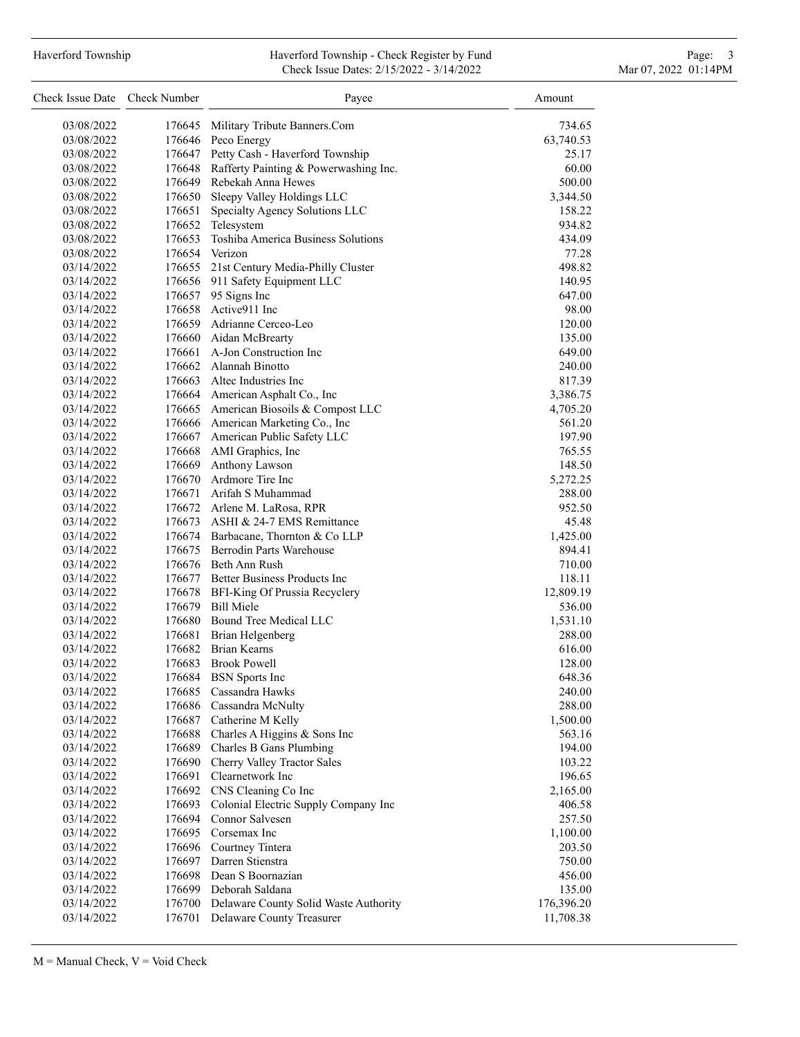| Check Issue Date | Check Number | Payee | Amount |
|---|---|---|---|
| 03/08/2022 | 176645 | Military Tribute Banners.Com | 734.65 |
| 03/08/2022 | 176646 | Peco Energy | 63,740.53 |
| 03/08/2022 | 176647 | Petty Cash - Haverford Township | 25.17 |
| 03/08/2022 | 176648 | Rafferty Painting & Powerwashing Inc. | 60.00 |
| 03/08/2022 | 176649 | Rebekah Anna Hewes | 500.00 |
| 03/08/2022 | 176650 | Sleepy Valley Holdings LLC | 3,344.50 |
| 03/08/2022 | 176651 | Specialty Agency Solutions LLC | 158.22 |
| 03/08/2022 | 176652 | Telesystem | 934.82 |
| 03/08/2022 | 176653 | Toshiba America Business Solutions | 434.09 |
| 03/08/2022 | 176654 | Verizon | 77.28 |
| 03/14/2022 | 176655 | 21st Century Media-Philly Cluster | 498.82 |
| 03/14/2022 | 176656 | 911 Safety Equipment LLC | 140.95 |
| 03/14/2022 | 176657 | 95 Signs Inc | 647.00 |
| 03/14/2022 | 176658 | Active911 Inc | 98.00 |
| 03/14/2022 | 176659 | Adrianne Cerceo-Leo | 120.00 |
| 03/14/2022 | 176660 | Aidan McBrearty | 135.00 |
| 03/14/2022 | 176661 | A-Jon Construction Inc | 649.00 |
| 03/14/2022 | 176662 | Alannah Binotto | 240.00 |
| 03/14/2022 | 176663 | Altec Industries Inc | 817.39 |
| 03/14/2022 | 176664 | American Asphalt Co., Inc | 3,386.75 |
| 03/14/2022 | 176665 | American Biosoils & Compost LLC | 4,705.20 |
| 03/14/2022 | 176666 | American Marketing Co., Inc | 561.20 |
| 03/14/2022 | 176667 | American Public Safety LLC | 197.90 |
| 03/14/2022 | 176668 | AMI Graphics, Inc | 765.55 |
| 03/14/2022 | 176669 | Anthony Lawson | 148.50 |
| 03/14/2022 | 176670 | Ardmore Tire Inc | 5,272.25 |
| 03/14/2022 | 176671 | Arifah S Muhammad | 288.00 |
| 03/14/2022 | 176672 | Arlene M. LaRosa, RPR | 952.50 |
| 03/14/2022 | 176673 | ASHI & 24-7 EMS Remittance | 45.48 |
| 03/14/2022 | 176674 | Barbacane, Thornton & Co LLP | 1,425.00 |
| 03/14/2022 | 176675 | Berrodin Parts Warehouse | 894.41 |
| 03/14/2022 | 176676 | Beth Ann Rush | 710.00 |
| 03/14/2022 | 176677 | Better Business Products Inc | 118.11 |
| 03/14/2022 | 176678 | BFI-King Of Prussia Recyclery | 12,809.19 |
| 03/14/2022 | 176679 | Bill Miele | 536.00 |
| 03/14/2022 | 176680 | Bound Tree Medical LLC | 1,531.10 |
| 03/14/2022 | 176681 | Brian Helgenberg | 288.00 |
| 03/14/2022 | 176682 | Brian Kearns | 616.00 |
| 03/14/2022 | 176683 | Brook Powell | 128.00 |
| 03/14/2022 | 176684 | BSN Sports Inc | 648.36 |
| 03/14/2022 | 176685 | Cassandra Hawks | 240.00 |
| 03/14/2022 | 176686 | Cassandra McNulty | 288.00 |
| 03/14/2022 | 176687 | Catherine M Kelly | 1,500.00 |
| 03/14/2022 | 176688 | Charles A Higgins & Sons Inc | 563.16 |
| 03/14/2022 | 176689 | Charles B Gans Plumbing | 194.00 |
| 03/14/2022 | 176690 | Cherry Valley Tractor Sales | 103.22 |
| 03/14/2022 | 176691 | Clearnetwork Inc | 196.65 |
| 03/14/2022 | 176692 | CNS Cleaning Co Inc | 2,165.00 |
| 03/14/2022 | 176693 | Colonial Electric Supply Company Inc | 406.58 |
| 03/14/2022 | 176694 | Connor Salvesen | 257.50 |
| 03/14/2022 | 176695 | Corsemax Inc | 1,100.00 |
| 03/14/2022 | 176696 | Courtney Tintera | 203.50 |
| 03/14/2022 | 176697 | Darren Stienstra | 750.00 |
| 03/14/2022 | 176698 | Dean S Boornazian | 456.00 |
| 03/14/2022 | 176699 | Deborah Saldana | 135.00 |
| 03/14/2022 | 176700 | Delaware County Solid Waste Authority | 176,396.20 |
| 03/14/2022 | 176701 | Delaware County Treasurer | 11,708.38 |

M = Manual Check, V = Void Check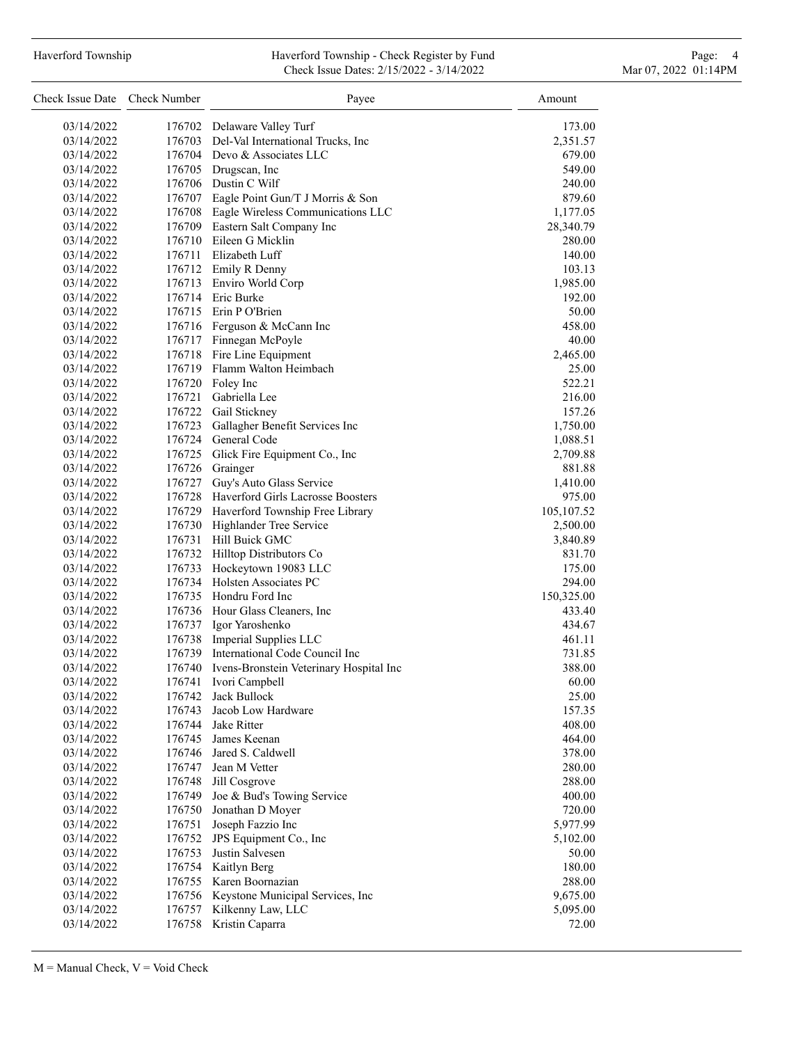| Check Issue Date | Check Number | Payee | Amount |
|---|---|---|---|
| 03/14/2022 | 176702 | Delaware Valley Turf | 173.00 |
| 03/14/2022 | 176703 | Del-Val International Trucks, Inc | 2,351.57 |
| 03/14/2022 | 176704 | Devo & Associates LLC | 679.00 |
| 03/14/2022 | 176705 | Drugscan, Inc | 549.00 |
| 03/14/2022 | 176706 | Dustin C Wilf | 240.00 |
| 03/14/2022 | 176707 | Eagle Point Gun/T J Morris & Son | 879.60 |
| 03/14/2022 | 176708 | Eagle Wireless Communications LLC | 1,177.05 |
| 03/14/2022 | 176709 | Eastern Salt Company Inc | 28,340.79 |
| 03/14/2022 | 176710 | Eileen G Micklin | 280.00 |
| 03/14/2022 | 176711 | Elizabeth Luff | 140.00 |
| 03/14/2022 | 176712 | Emily R Denny | 103.13 |
| 03/14/2022 | 176713 | Enviro World Corp | 1,985.00 |
| 03/14/2022 | 176714 | Eric Burke | 192.00 |
| 03/14/2022 | 176715 | Erin P O'Brien | 50.00 |
| 03/14/2022 | 176716 | Ferguson & McCann Inc | 458.00 |
| 03/14/2022 | 176717 | Finnegan McPoyle | 40.00 |
| 03/14/2022 | 176718 | Fire Line Equipment | 2,465.00 |
| 03/14/2022 | 176719 | Flamm Walton Heimbach | 25.00 |
| 03/14/2022 | 176720 | Foley Inc | 522.21 |
| 03/14/2022 | 176721 | Gabriella Lee | 216.00 |
| 03/14/2022 | 176722 | Gail Stickney | 157.26 |
| 03/14/2022 | 176723 | Gallagher Benefit Services Inc | 1,750.00 |
| 03/14/2022 | 176724 | General Code | 1,088.51 |
| 03/14/2022 | 176725 | Glick Fire Equipment Co., Inc | 2,709.88 |
| 03/14/2022 | 176726 | Grainger | 881.88 |
| 03/14/2022 | 176727 | Guy's Auto Glass Service | 1,410.00 |
| 03/14/2022 | 176728 | Haverford Girls Lacrosse Boosters | 975.00 |
| 03/14/2022 | 176729 | Haverford Township Free Library | 105,107.52 |
| 03/14/2022 | 176730 | Highlander Tree Service | 2,500.00 |
| 03/14/2022 | 176731 | Hill Buick GMC | 3,840.89 |
| 03/14/2022 | 176732 | Hilltop Distributors Co | 831.70 |
| 03/14/2022 | 176733 | Hockeytown 19083 LLC | 175.00 |
| 03/14/2022 | 176734 | Holsten Associates PC | 294.00 |
| 03/14/2022 | 176735 | Hondru Ford Inc | 150,325.00 |
| 03/14/2022 | 176736 | Hour Glass Cleaners, Inc | 433.40 |
| 03/14/2022 | 176737 | Igor Yaroshenko | 434.67 |
| 03/14/2022 | 176738 | Imperial Supplies LLC | 461.11 |
| 03/14/2022 | 176739 | International Code Council Inc | 731.85 |
| 03/14/2022 | 176740 | Ivens-Bronstein Veterinary Hospital Inc | 388.00 |
| 03/14/2022 | 176741 | Ivori Campbell | 60.00 |
| 03/14/2022 | 176742 | Jack Bullock | 25.00 |
| 03/14/2022 | 176743 | Jacob Low Hardware | 157.35 |
| 03/14/2022 | 176744 | Jake Ritter | 408.00 |
| 03/14/2022 | 176745 | James Keenan | 464.00 |
| 03/14/2022 | 176746 | Jared S. Caldwell | 378.00 |
| 03/14/2022 | 176747 | Jean M Vetter | 280.00 |
| 03/14/2022 | 176748 | Jill Cosgrove | 288.00 |
| 03/14/2022 | 176749 | Joe & Bud's Towing Service | 400.00 |
| 03/14/2022 | 176750 | Jonathan D Moyer | 720.00 |
| 03/14/2022 | 176751 | Joseph Fazzio Inc | 5,977.99 |
| 03/14/2022 | 176752 | JPS Equipment Co., Inc | 5,102.00 |
| 03/14/2022 | 176753 | Justin Salvesen | 50.00 |
| 03/14/2022 | 176754 | Kaitlyn Berg | 180.00 |
| 03/14/2022 | 176755 | Karen Boornazian | 288.00 |
| 03/14/2022 | 176756 | Keystone Municipal Services, Inc | 9,675.00 |
| 03/14/2022 | 176757 | Kilkenny Law, LLC | 5,095.00 |
| 03/14/2022 | 176758 | Kristin Caparra | 72.00 |

M = Manual Check, V = Void Check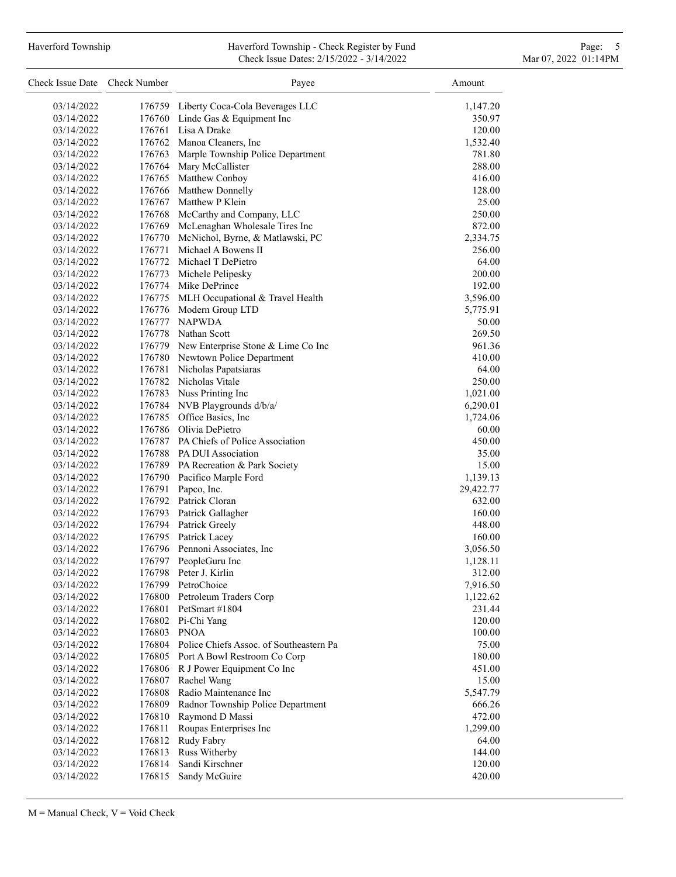| Check Issue Date | Check Number | Payee | Amount |
|---|---|---|---|
| 03/14/2022 | 176759 | Liberty Coca-Cola Beverages LLC | 1,147.20 |
| 03/14/2022 | 176760 | Linde Gas & Equipment Inc | 350.97 |
| 03/14/2022 | 176761 | Lisa A Drake | 120.00 |
| 03/14/2022 | 176762 | Manoa Cleaners, Inc | 1,532.40 |
| 03/14/2022 | 176763 | Marple Township Police Department | 781.80 |
| 03/14/2022 | 176764 | Mary McCallister | 288.00 |
| 03/14/2022 | 176765 | Matthew Conboy | 416.00 |
| 03/14/2022 | 176766 | Matthew Donnelly | 128.00 |
| 03/14/2022 | 176767 | Matthew P Klein | 25.00 |
| 03/14/2022 | 176768 | McCarthy and Company, LLC | 250.00 |
| 03/14/2022 | 176769 | McLenaghan Wholesale Tires Inc | 872.00 |
| 03/14/2022 | 176770 | McNichol, Byrne, & Matlawski, PC | 2,334.75 |
| 03/14/2022 | 176771 | Michael A Bowens II | 256.00 |
| 03/14/2022 | 176772 | Michael T DePietro | 64.00 |
| 03/14/2022 | 176773 | Michele Pelipesky | 200.00 |
| 03/14/2022 | 176774 | Mike DePrince | 192.00 |
| 03/14/2022 | 176775 | MLH Occupational & Travel Health | 3,596.00 |
| 03/14/2022 | 176776 | Modern Group LTD | 5,775.91 |
| 03/14/2022 | 176777 | NAPWDA | 50.00 |
| 03/14/2022 | 176778 | Nathan Scott | 269.50 |
| 03/14/2022 | 176779 | New Enterprise Stone & Lime Co Inc | 961.36 |
| 03/14/2022 | 176780 | Newtown Police Department | 410.00 |
| 03/14/2022 | 176781 | Nicholas Papatsiaras | 64.00 |
| 03/14/2022 | 176782 | Nicholas Vitale | 250.00 |
| 03/14/2022 | 176783 | Nuss Printing Inc | 1,021.00 |
| 03/14/2022 | 176784 | NVB Playgrounds d/b/a/ | 6,290.01 |
| 03/14/2022 | 176785 | Office Basics, Inc | 1,724.06 |
| 03/14/2022 | 176786 | Olivia DePietro | 60.00 |
| 03/14/2022 | 176787 | PA Chiefs of Police Association | 450.00 |
| 03/14/2022 | 176788 | PA DUI Association | 35.00 |
| 03/14/2022 | 176789 | PA Recreation & Park Society | 15.00 |
| 03/14/2022 | 176790 | Pacifico Marple Ford | 1,139.13 |
| 03/14/2022 | 176791 | Papco, Inc. | 29,422.77 |
| 03/14/2022 | 176792 | Patrick Cloran | 632.00 |
| 03/14/2022 | 176793 | Patrick Gallagher | 160.00 |
| 03/14/2022 | 176794 | Patrick Greely | 448.00 |
| 03/14/2022 | 176795 | Patrick Lacey | 160.00 |
| 03/14/2022 | 176796 | Pennoni Associates, Inc | 3,056.50 |
| 03/14/2022 | 176797 | PeopleGuru Inc | 1,128.11 |
| 03/14/2022 | 176798 | Peter J. Kirlin | 312.00 |
| 03/14/2022 | 176799 | PetroChoice | 7,916.50 |
| 03/14/2022 | 176800 | Petroleum Traders Corp | 1,122.62 |
| 03/14/2022 | 176801 | PetSmart #1804 | 231.44 |
| 03/14/2022 | 176802 | Pi-Chi Yang | 120.00 |
| 03/14/2022 | 176803 | PNOA | 100.00 |
| 03/14/2022 | 176804 | Police Chiefs Assoc. of Southeastern Pa | 75.00 |
| 03/14/2022 | 176805 | Port A Bowl Restroom Co Corp | 180.00 |
| 03/14/2022 | 176806 | R J Power Equipment Co Inc | 451.00 |
| 03/14/2022 | 176807 | Rachel Wang | 15.00 |
| 03/14/2022 | 176808 | Radio Maintenance Inc | 5,547.79 |
| 03/14/2022 | 176809 | Radnor Township Police Department | 666.26 |
| 03/14/2022 | 176810 | Raymond D Massi | 472.00 |
| 03/14/2022 | 176811 | Roupas Enterprises Inc | 1,299.00 |
| 03/14/2022 | 176812 | Rudy Fabry | 64.00 |
| 03/14/2022 | 176813 | Russ Witherby | 144.00 |
| 03/14/2022 | 176814 | Sandi Kirschner | 120.00 |
| 03/14/2022 | 176815 | Sandy McGuire | 420.00 |

M = Manual Check, V = Void Check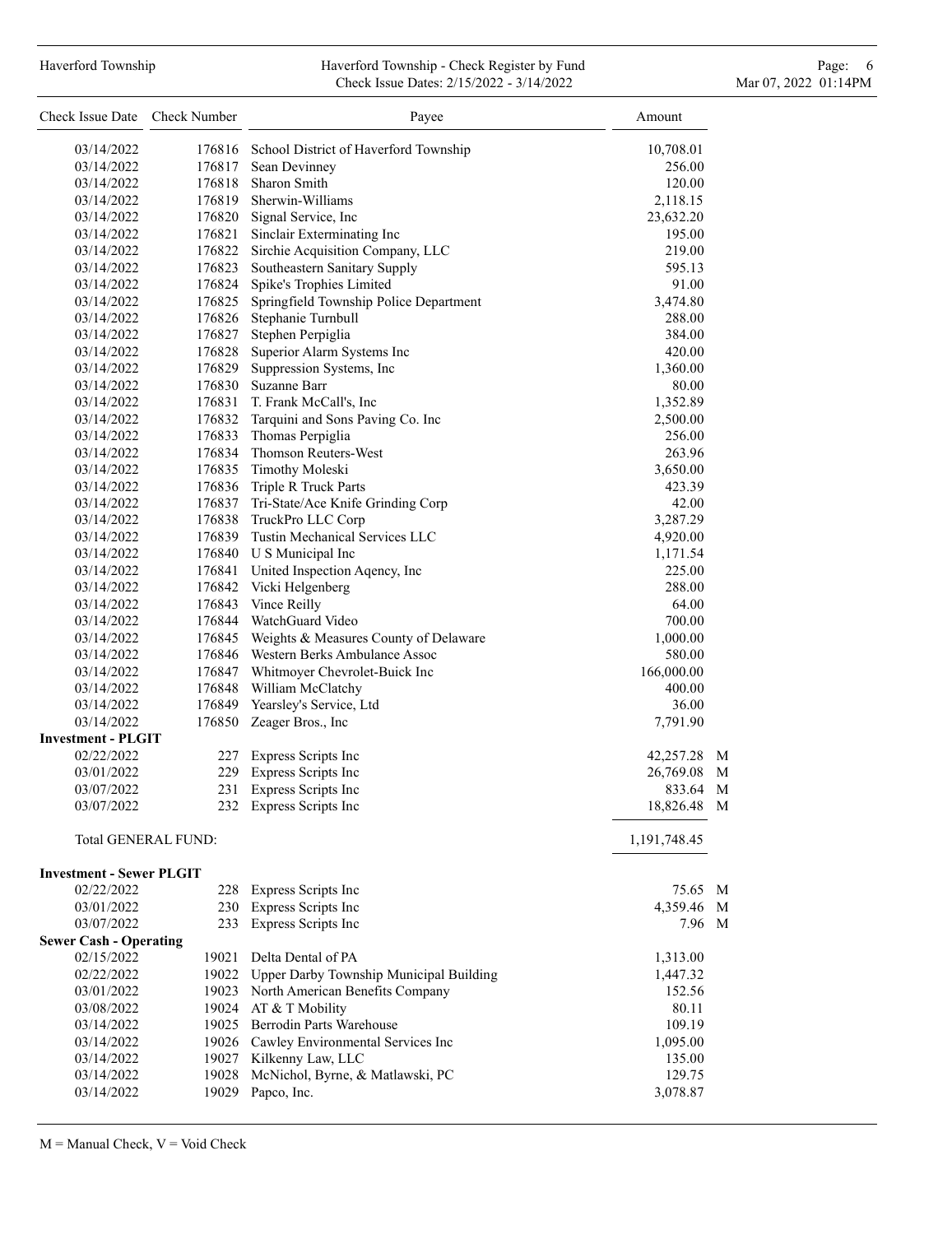| Check Issue Date | Check Number | Payee | Amount | |
|---|---|---|---|---|
| 03/14/2022 | 176816 | School District of Haverford Township | 10,708.01 | |
| 03/14/2022 | 176817 | Sean Devinney | 256.00 | |
| 03/14/2022 | 176818 | Sharon Smith | 120.00 | |
| 03/14/2022 | 176819 | Sherwin-Williams | 2,118.15 | |
| 03/14/2022 | 176820 | Signal Service, Inc | 23,632.20 | |
| 03/14/2022 | 176821 | Sinclair Exterminating Inc | 195.00 | |
| 03/14/2022 | 176822 | Sirchie Acquisition Company, LLC | 219.00 | |
| 03/14/2022 | 176823 | Southeastern Sanitary Supply | 595.13 | |
| 03/14/2022 | 176824 | Spike's Trophies Limited | 91.00 | |
| 03/14/2022 | 176825 | Springfield Township Police Department | 3,474.80 | |
| 03/14/2022 | 176826 | Stephanie Turnbull | 288.00 | |
| 03/14/2022 | 176827 | Stephen Perpiglia | 384.00 | |
| 03/14/2022 | 176828 | Superior Alarm Systems Inc | 420.00 | |
| 03/14/2022 | 176829 | Suppression Systems, Inc | 1,360.00 | |
| 03/14/2022 | 176830 | Suzanne Barr | 80.00 | |
| 03/14/2022 | 176831 | T. Frank McCall's, Inc | 1,352.89 | |
| 03/14/2022 | 176832 | Tarquini and Sons Paving Co. Inc | 2,500.00 | |
| 03/14/2022 | 176833 | Thomas Perpiglia | 256.00 | |
| 03/14/2022 | 176834 | Thomson Reuters-West | 263.96 | |
| 03/14/2022 | 176835 | Timothy Moleski | 3,650.00 | |
| 03/14/2022 | 176836 | Triple R Truck Parts | 423.39 | |
| 03/14/2022 | 176837 | Tri-State/Ace Knife Grinding Corp | 42.00 | |
| 03/14/2022 | 176838 | TruckPro LLC Corp | 3,287.29 | |
| 03/14/2022 | 176839 | Tustin Mechanical Services LLC | 4,920.00 | |
| 03/14/2022 | 176840 | U S Municipal Inc | 1,171.54 | |
| 03/14/2022 | 176841 | United Inspection Aqency, Inc | 225.00 | |
| 03/14/2022 | 176842 | Vicki Helgenberg | 288.00 | |
| 03/14/2022 | 176843 | Vince Reilly | 64.00 | |
| 03/14/2022 | 176844 | WatchGuard Video | 700.00 | |
| 03/14/2022 | 176845 | Weights & Measures County of Delaware | 1,000.00 | |
| 03/14/2022 | 176846 | Western Berks Ambulance Assoc | 580.00 | |
| 03/14/2022 | 176847 | Whitmoyer Chevrolet-Buick Inc | 166,000.00 | |
| 03/14/2022 | 176848 | William McClatchy | 400.00 | |
| 03/14/2022 | 176849 | Yearsley's Service, Ltd | 36.00 | |
| 03/14/2022 | 176850 | Zeager Bros., Inc | 7,791.90 | |
| **Investment - PLGIT** | | | | |
| 02/22/2022 | 227 | Express Scripts Inc | 42,257.28 | M |
| 03/01/2022 | 229 | Express Scripts Inc | 26,769.08 | M |
| 03/07/2022 | 231 | Express Scripts Inc | 833.64 | M |
| 03/07/2022 | 232 | Express Scripts Inc | 18,826.48 | M |
| Total GENERAL FUND: | | | 1,191,748.45 | |
| **Investment - Sewer PLGIT** | | | | |
| 02/22/2022 | 228 | Express Scripts Inc | 75.65 | M |
| 03/01/2022 | 230 | Express Scripts Inc | 4,359.46 | M |
| 03/07/2022 | 233 | Express Scripts Inc | 7.96 | M |
| **Sewer Cash - Operating** | | | | |
| 02/15/2022 | 19021 | Delta Dental of PA | 1,313.00 | |
| 02/22/2022 | 19022 | Upper Darby Township Municipal Building | 1,447.32 | |
| 03/01/2022 | 19023 | North American Benefits Company | 152.56 | |
| 03/08/2022 | 19024 | AT & T Mobility | 80.11 | |
| 03/14/2022 | 19025 | Berrodin Parts Warehouse | 109.19 | |
| 03/14/2022 | 19026 | Cawley Environmental Services Inc | 1,095.00 | |
| 03/14/2022 | 19027 | Kilkenny Law, LLC | 135.00 | |
| 03/14/2022 | 19028 | McNichol, Byrne, & Matlawski, PC | 129.75 | |
| 03/14/2022 | 19029 | Papco, Inc. | 3,078.87 | |

M = Manual Check, V = Void Check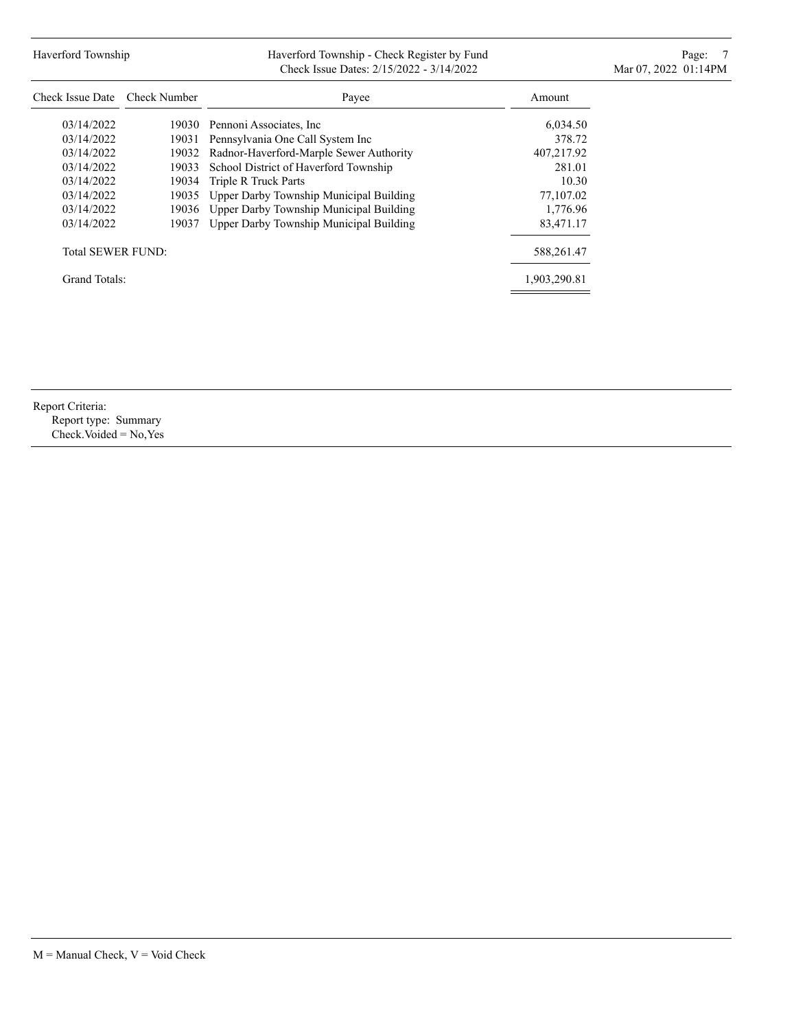| Check Issue Date | Check Number | Payee | Amount |
|---|---|---|---|
| 03/14/2022 | 19030 | Pennoni Associates, Inc | 6,034.50 |
| 03/14/2022 | 19031 | Pennsylvania One Call System Inc | 378.72 |
| 03/14/2022 | 19032 | Radnor-Haverford-Marple Sewer Authority | 407,217.92 |
| 03/14/2022 | 19033 | School District of Haverford Township | 281.01 |
| 03/14/2022 | 19034 | Triple R Truck Parts | 10.30 |
| 03/14/2022 | 19035 | Upper Darby Township Municipal Building | 77,107.02 |
| 03/14/2022 | 19036 | Upper Darby Township Municipal Building | 1,776.96 |
| 03/14/2022 | 19037 | Upper Darby Township Municipal Building | 83,471.17 |
| Total SEWER FUND: | | | 588,261.47 |
| Grand Totals: | | | 1,903,290.81 |

Report Criteria:
Report type: Summary
Check.Voided = No,Yes

M = Manual Check, V = Void Check